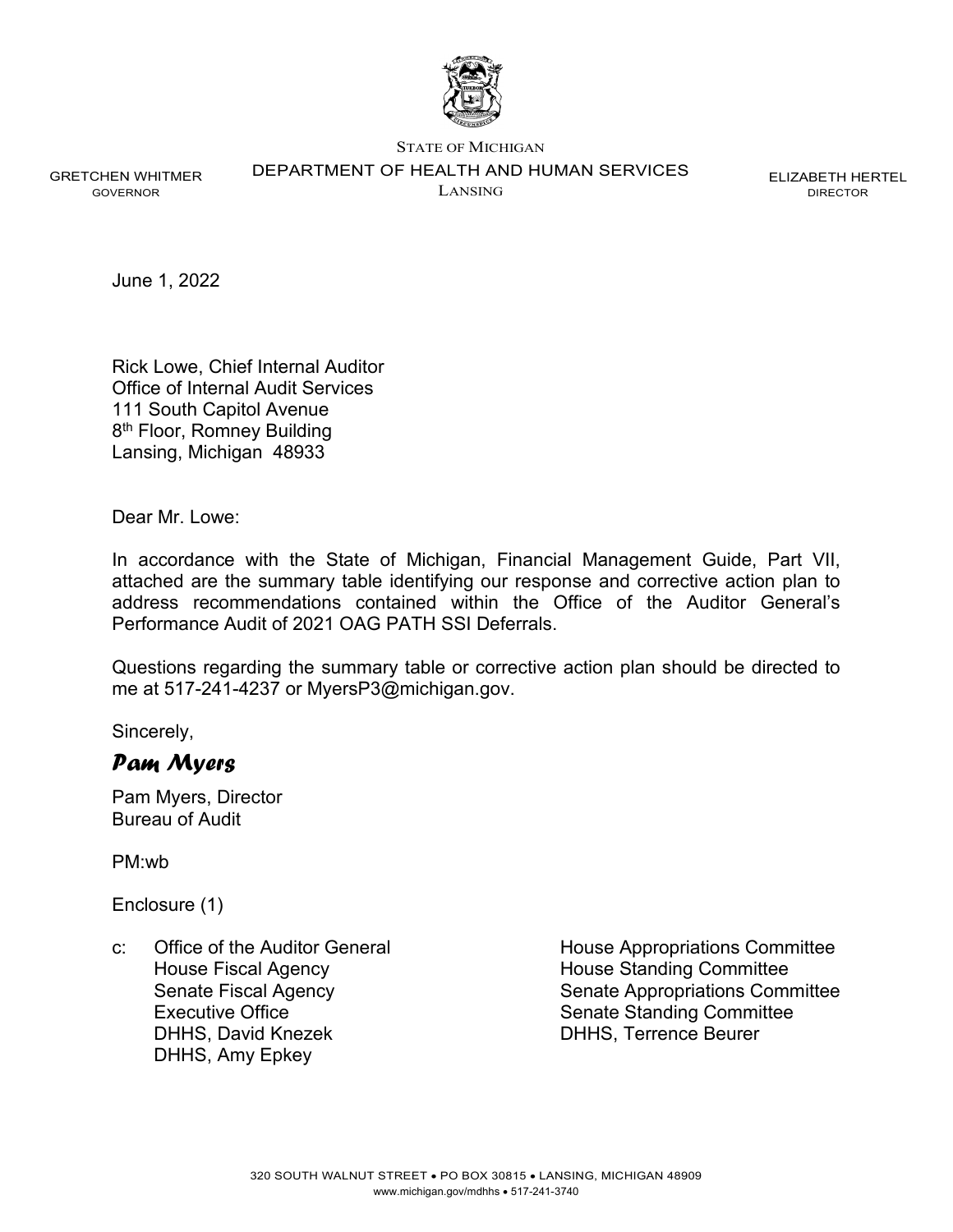STATE OF MICHIGAN

DEPARTMENT OF HEALTH AND HUMAN SERVICES

LANSING

GRETCHEN WHITMER
GOVERNOR

ELIZABETH HERTEL
DIRECTOR

June 1, 2022

Rick Lowe, Chief Internal Auditor
Office of Internal Audit Services
111 South Capitol Avenue
8th Floor, Romney Building
Lansing, Michigan 48933

Dear Mr. Lowe:

In accordance with the State of Michigan, Financial Management Guide, Part VII, attached are the summary table identifying our response and corrective action plan to address recommendations contained within the Office of the Auditor General's Performance Audit of 2021 OAG PATH SSI Deferrals.

Questions regarding the summary table or corrective action plan should be directed to me at 517-241-4237 or MyersP3@michigan.gov.

Sincerely,

*Pam Myers*

Pam Myers, Director
Bureau of Audit

PM:wb

Enclosure (1)

c: Office of the Auditor General
House Fiscal Agency
Senate Fiscal Agency
Executive Office
DHHS, David Knezek
DHHS, Amy Epkey
House Appropriations Committee
House Standing Committee
Senate Appropriations Committee
Senate Standing Committee
DHHS, Terrence Beurer

320 SOUTH WALNUT STREET • PO BOX 30815 • LANSING, MICHIGAN 48909
www.michigan.gov/mdhhs • 517-241-3740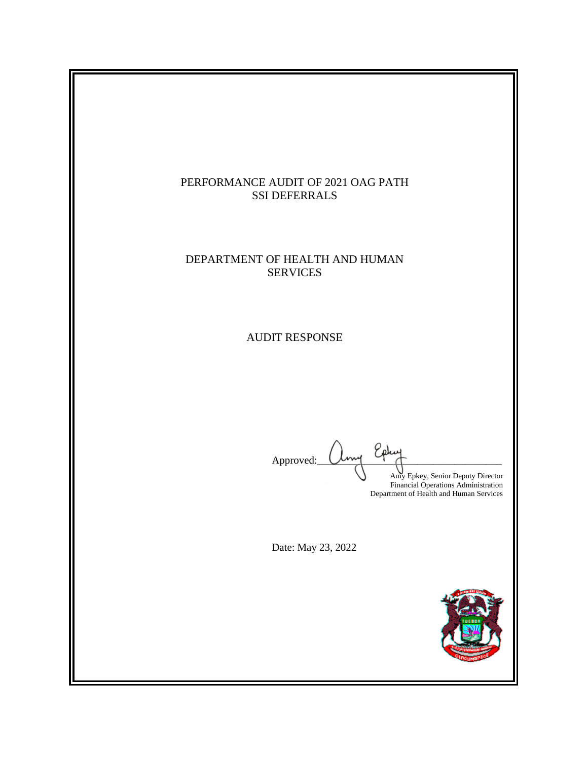PERFORMANCE AUDIT OF 2021 OAG PATH SSI DEFERRALS

DEPARTMENT OF HEALTH AND HUMAN SERVICES

AUDIT RESPONSE

Approved: ______________________

Amy Epkey, Senior Deputy Director
Financial Operations Administration
Department of Health and Human Services

Date: May 23, 2022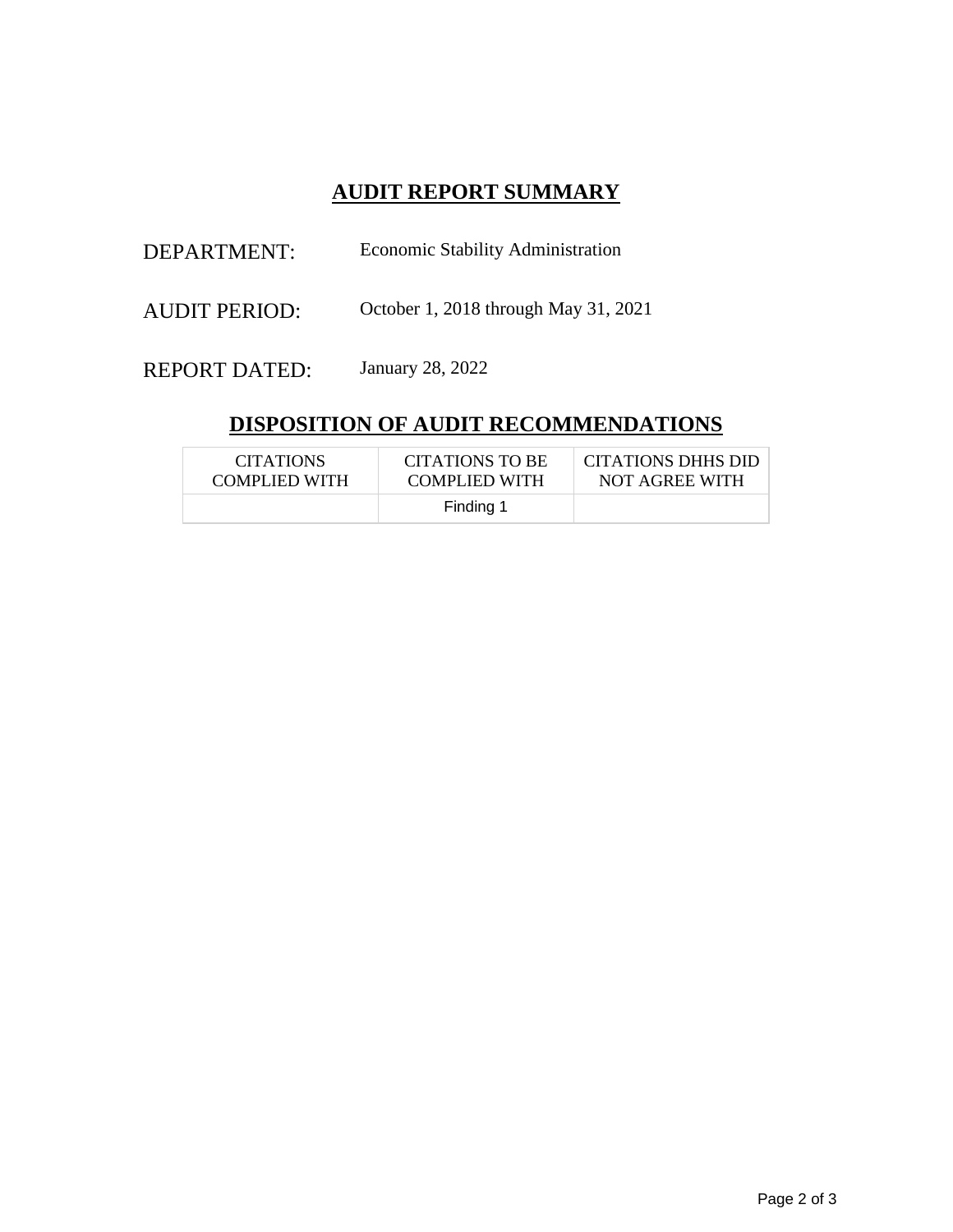# AUDIT REPORT SUMMARY

DEPARTMENT: Economic Stability Administration

AUDIT PERIOD: October 1, 2018 through May 31, 2021

REPORT DATED: January 28, 2022

## DISPOSITION OF AUDIT RECOMMENDATIONS

| CITATIONS COMPLIED WITH | CITATIONS TO BE COMPLIED WITH | CITATIONS DHHS DID NOT AGREE WITH |
|---|---|---|
| | Finding 1 | |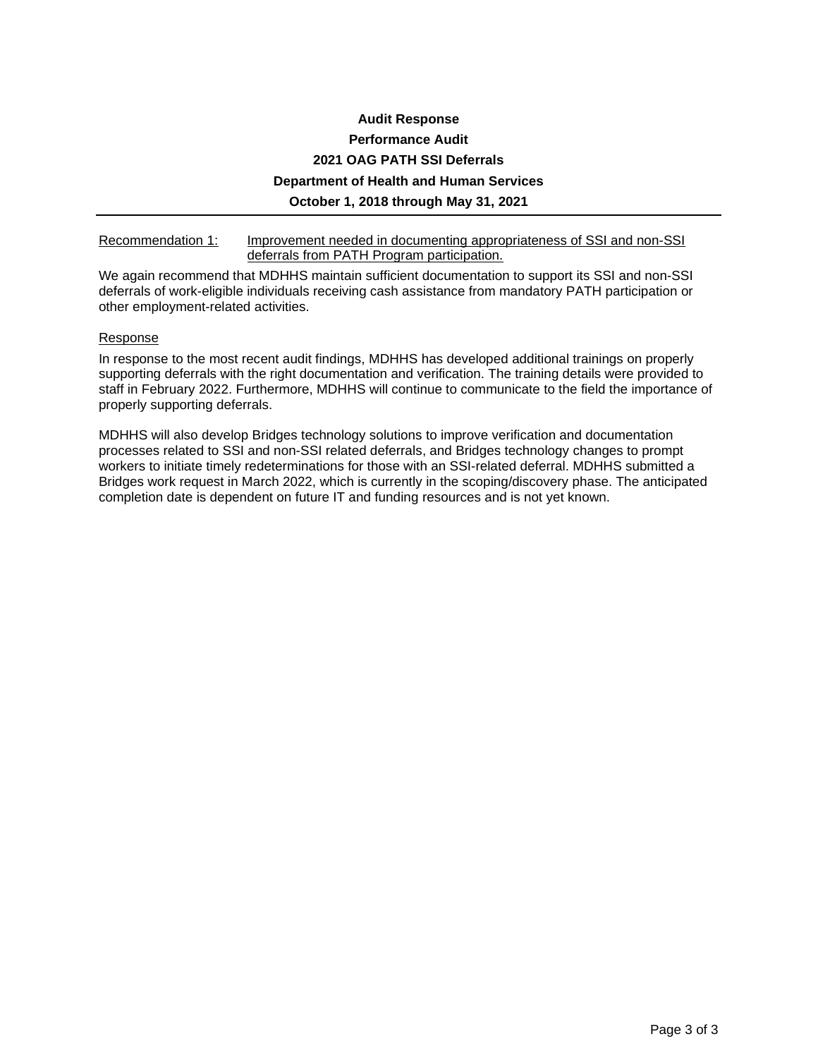**Audit Response**

**Performance Audit**

**2021 OAG PATH SSI Deferrals**

**Department of Health and Human Services**

**October 1, 2018 through May 31, 2021**

---

Recommendation 1: Improvement needed in documenting appropriateness of SSI and non-SSI deferrals from PATH Program participation.

We again recommend that MDHHS maintain sufficient documentation to support its SSI and non-SSI deferrals of work-eligible individuals receiving cash assistance from mandatory PATH participation or other employment-related activities.

Response

In response to the most recent audit findings, MDHHS has developed additional trainings on properly supporting deferrals with the right documentation and verification. The training details were provided to staff in February 2022. Furthermore, MDHHS will continue to communicate to the field the importance of properly supporting deferrals.

MDHHS will also develop Bridges technology solutions to improve verification and documentation processes related to SSI and non-SSI related deferrals, and Bridges technology changes to prompt workers to initiate timely redeterminations for those with an SSI-related deferral. MDHHS submitted a Bridges work request in March 2022, which is currently in the scoping/discovery phase. The anticipated completion date is dependent on future IT and funding resources and is not yet known.